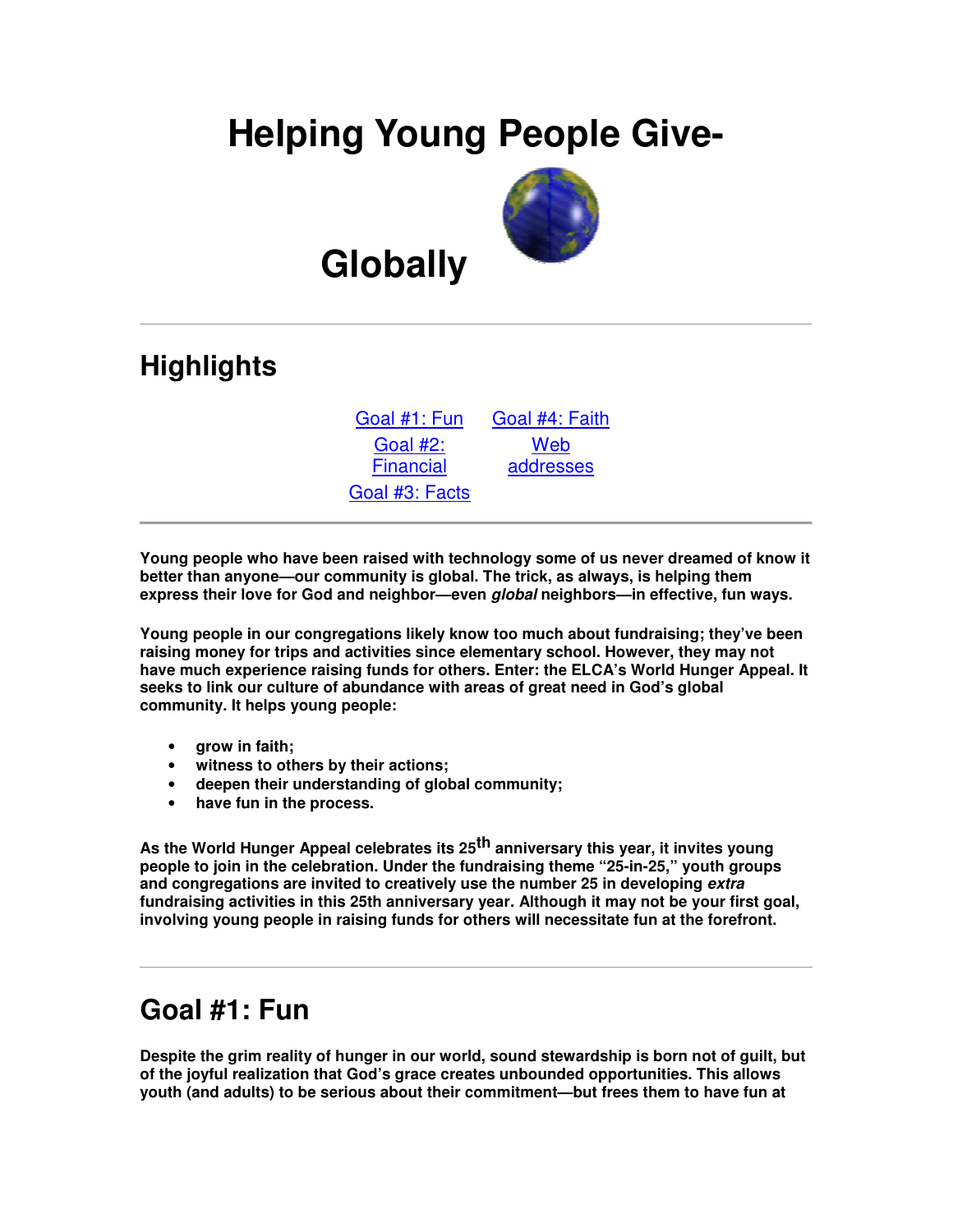# Helping Young People Give-Globally

## Highlights

| | |
|---|---|
| Goal #1: Fun | Goal #4: Faith |
| Goal #2: Financial | Web addresses |
| Goal #3: Facts | |

**Young people who have been raised with technology some of us never dreamed of know it better than anyone—our community is global. The trick, as always, is helping them express their love for God and neighbor—even *global* neighbors—in effective, fun ways.**

**Young people in our congregations likely know too much about fundraising; they've been raising money for trips and activities since elementary school. However, they may not have much experience raising funds for others. Enter: the ELCA's World Hunger Appeal. It seeks to link our culture of abundance with areas of great need in God's global community. It helps young people:**

- **grow in faith;**
- **witness to others by their actions;**
- **deepen their understanding of global community;**
- **have fun in the process.**

**As the World Hunger Appeal celebrates its 25th anniversary this year, it invites young people to join in the celebration. Under the fundraising theme "25-in-25," youth groups and congregations are invited to creatively use the number 25 in developing *extra* fundraising activities in this 25th anniversary year. Although it may not be your first goal, involving young people in raising funds for others will necessitate fun at the forefront.**

## Goal #1: Fun

**Despite the grim reality of hunger in our world, sound stewardship is born not of guilt, but of the joyful realization that God's grace creates unbounded opportunities. This allows youth (and adults) to be serious about their commitment—but frees them to have fun at**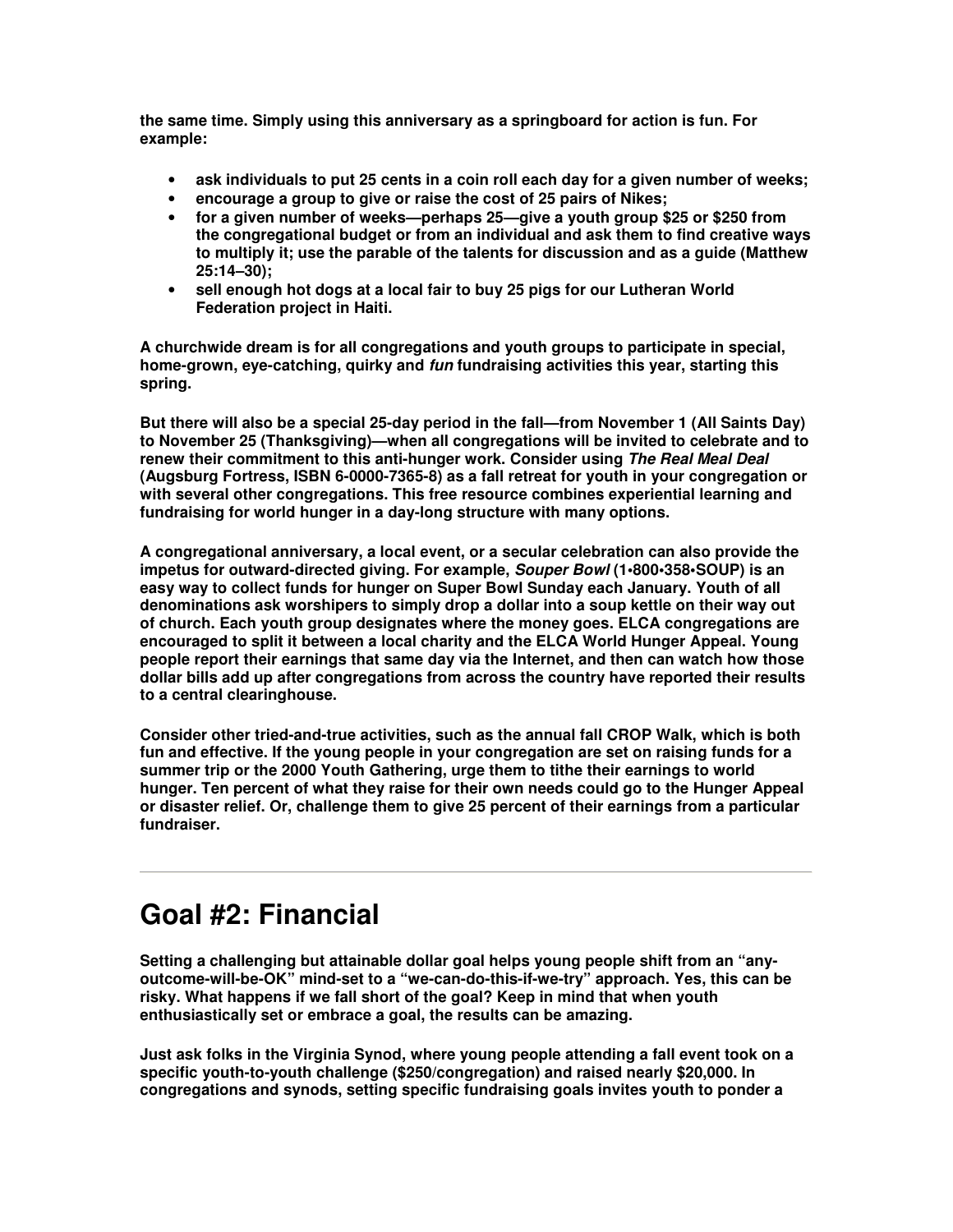**the same time. Simply using this anniversary as a springboard for action is fun. For example:**

- **ask individuals to put 25 cents in a coin roll each day for a given number of weeks;**
- **encourage a group to give or raise the cost of 25 pairs of Nikes;**
- **for a given number of weeks—perhaps 25—give a youth group $25 or $250 from the congregational budget or from an individual and ask them to find creative ways to multiply it; use the parable of the talents for discussion and as a guide (Matthew 25:14–30);**
- **sell enough hot dogs at a local fair to buy 25 pigs for our Lutheran World Federation project in Haiti.**

**A churchwide dream is for all congregations and youth groups to participate in special, home-grown, eye-catching, quirky and *fun* fundraising activities this year, starting this spring.**

**But there will also be a special 25-day period in the fall—from November 1 (All Saints Day) to November 25 (Thanksgiving)—when all congregations will be invited to celebrate and to renew their commitment to this anti-hunger work. Consider using *The Real Meal Deal* (Augsburg Fortress, ISBN 6-0000-7365-8) as a fall retreat for youth in your congregation or with several other congregations. This free resource combines experiential learning and fundraising for world hunger in a day-long structure with many options.**

**A congregational anniversary, a local event, or a secular celebration can also provide the impetus for outward-directed giving. For example, *Souper Bowl* (1•800•358•SOUP) is an easy way to collect funds for hunger on Super Bowl Sunday each January. Youth of all denominations ask worshipers to simply drop a dollar into a soup kettle on their way out of church. Each youth group designates where the money goes. ELCA congregations are encouraged to split it between a local charity and the ELCA World Hunger Appeal. Young people report their earnings that same day via the Internet, and then can watch how those dollar bills add up after congregations from across the country have reported their results to a central clearinghouse.**

**Consider other tried-and-true activities, such as the annual fall CROP Walk, which is both fun and effective. If the young people in your congregation are set on raising funds for a summer trip or the 2000 Youth Gathering, urge them to tithe their earnings to world hunger. Ten percent of what they raise for their own needs could go to the Hunger Appeal or disaster relief. Or, challenge them to give 25 percent of their earnings from a particular fundraiser.**

---

# Goal #2: Financial

**Setting a challenging but attainable dollar goal helps young people shift from an "any-outcome-will-be-OK" mind-set to a "we-can-do-this-if-we-try" approach. Yes, this can be risky. What happens if we fall short of the goal? Keep in mind that when youth enthusiastically set or embrace a goal, the results can be amazing.**

**Just ask folks in the Virginia Synod, where young people attending a fall event took on a specific youth-to-youth challenge ($250/congregation) and raised nearly $20,000. In congregations and synods, setting specific fundraising goals invites youth to ponder a**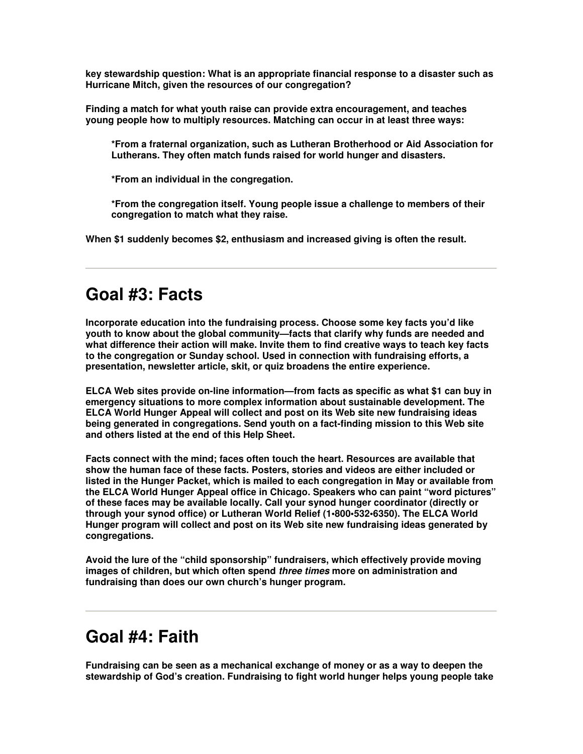**key stewardship question: What is an appropriate financial response to a disaster such as Hurricane Mitch, given the resources of our congregation?**

**Finding a match for what youth raise can provide extra encouragement, and teaches young people how to multiply resources. Matching can occur in at least three ways:**

> **\*From a fraternal organization, such as Lutheran Brotherhood or Aid Association for Lutherans. They often match funds raised for world hunger and disasters.**
>
> **\*From an individual in the congregation.**
>
> **\*From the congregation itself. Young people issue a challenge to members of their congregation to match what they raise.**

**When $1 suddenly becomes $2, enthusiasm and increased giving is often the result.**

---

# Goal #3: Facts

**Incorporate education into the fundraising process. Choose some key facts you'd like youth to know about the global community—facts that clarify why funds are needed and what difference their action will make. Invite them to find creative ways to teach key facts to the congregation or Sunday school. Used in connection with fundraising efforts, a presentation, newsletter article, skit, or quiz broadens the entire experience.**

**ELCA Web sites provide on-line information—from facts as specific as what $1 can buy in emergency situations to more complex information about sustainable development. The ELCA World Hunger Appeal will collect and post on its Web site new fundraising ideas being generated in congregations. Send youth on a fact-finding mission to this Web site and others listed at the end of this Help Sheet.**

**Facts connect with the mind; faces often touch the heart. Resources are available that show the human face of these facts. Posters, stories and videos are either included or listed in the Hunger Packet, which is mailed to each congregation in May or available from the ELCA World Hunger Appeal office in Chicago. Speakers who can paint "word pictures" of these faces may be available locally. Call your synod hunger coordinator (directly or through your synod office) or Lutheran World Relief (1•800•532•6350). The ELCA World Hunger program will collect and post on its Web site new fundraising ideas generated by congregations.**

**Avoid the lure of the "child sponsorship" fundraisers, which effectively provide moving images of children, but which often spend *three times* more on administration and fundraising than does our own church's hunger program.**

---

# Goal #4: Faith

**Fundraising can be seen as a mechanical exchange of money or as a way to deepen the stewardship of God's creation. Fundraising to fight world hunger helps young people take**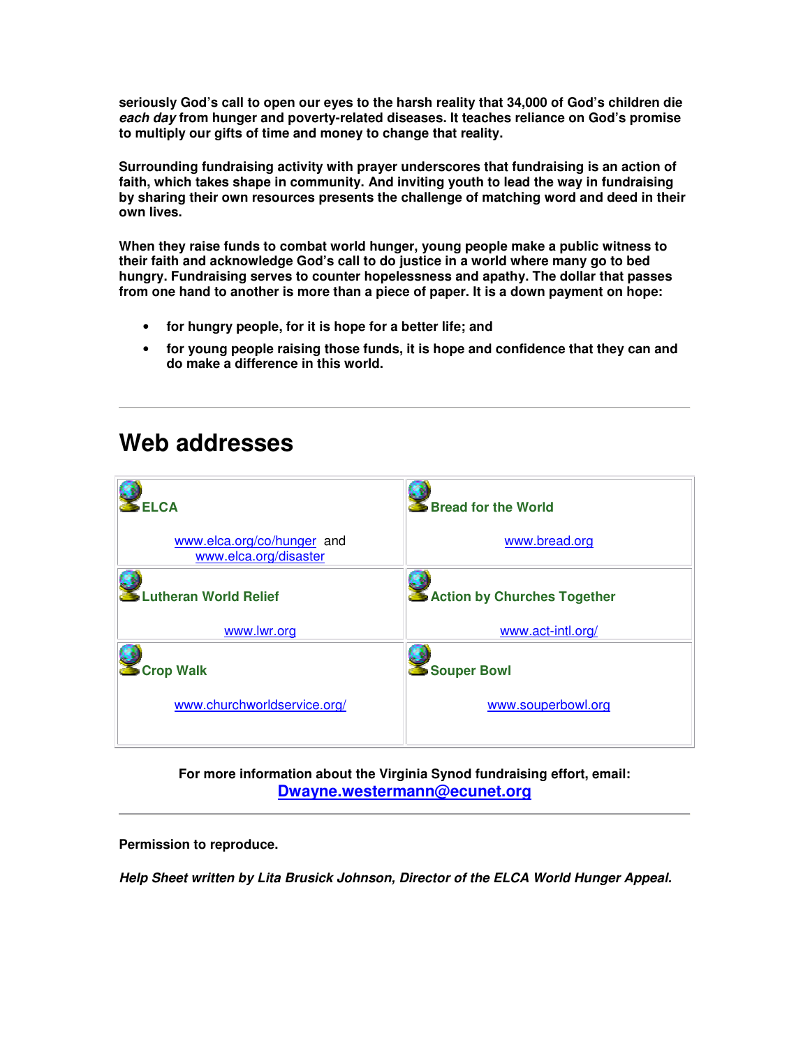**seriously God's call to open our eyes to the harsh reality that 34,000 of God's children die *each day* from hunger and poverty-related diseases. It teaches reliance on God's promise to multiply our gifts of time and money to change that reality.**

**Surrounding fundraising activity with prayer underscores that fundraising is an action of faith, which takes shape in community. And inviting youth to lead the way in fundraising by sharing their own resources presents the challenge of matching word and deed in their own lives.**

**When they raise funds to combat world hunger, young people make a public witness to their faith and acknowledge God's call to do justice in a world where many go to bed hungry. Fundraising serves to counter hopelessness and apathy. The dollar that passes from one hand to another is more than a piece of paper. It is a down payment on hope:**

- **for hungry people, for it is hope for a better life; and**
- **for young people raising those funds, it is hope and confidence that they can and do make a difference in this world.**

---

# Web addresses

| | |
|---|---|
| **ELCA**<br>www.elca.org/co/hunger and www.elca.org/disaster | **Bread for the World**<br>www.bread.org |
| **Lutheran World Relief**<br>www.lwr.org | **Action by Churches Together**<br>www.act-intl.org/ |
| **Crop Walk**<br>www.churchworldservice.org/ | **Souper Bowl**<br>www.souperbowl.org |

**For more information about the Virginia Synod fundraising effort, email:**
**Dwayne.westermann@ecunet.org**

---

**Permission to reproduce.**

***Help Sheet written by Lita Brusick Johnson, Director of the ELCA World Hunger Appeal.***